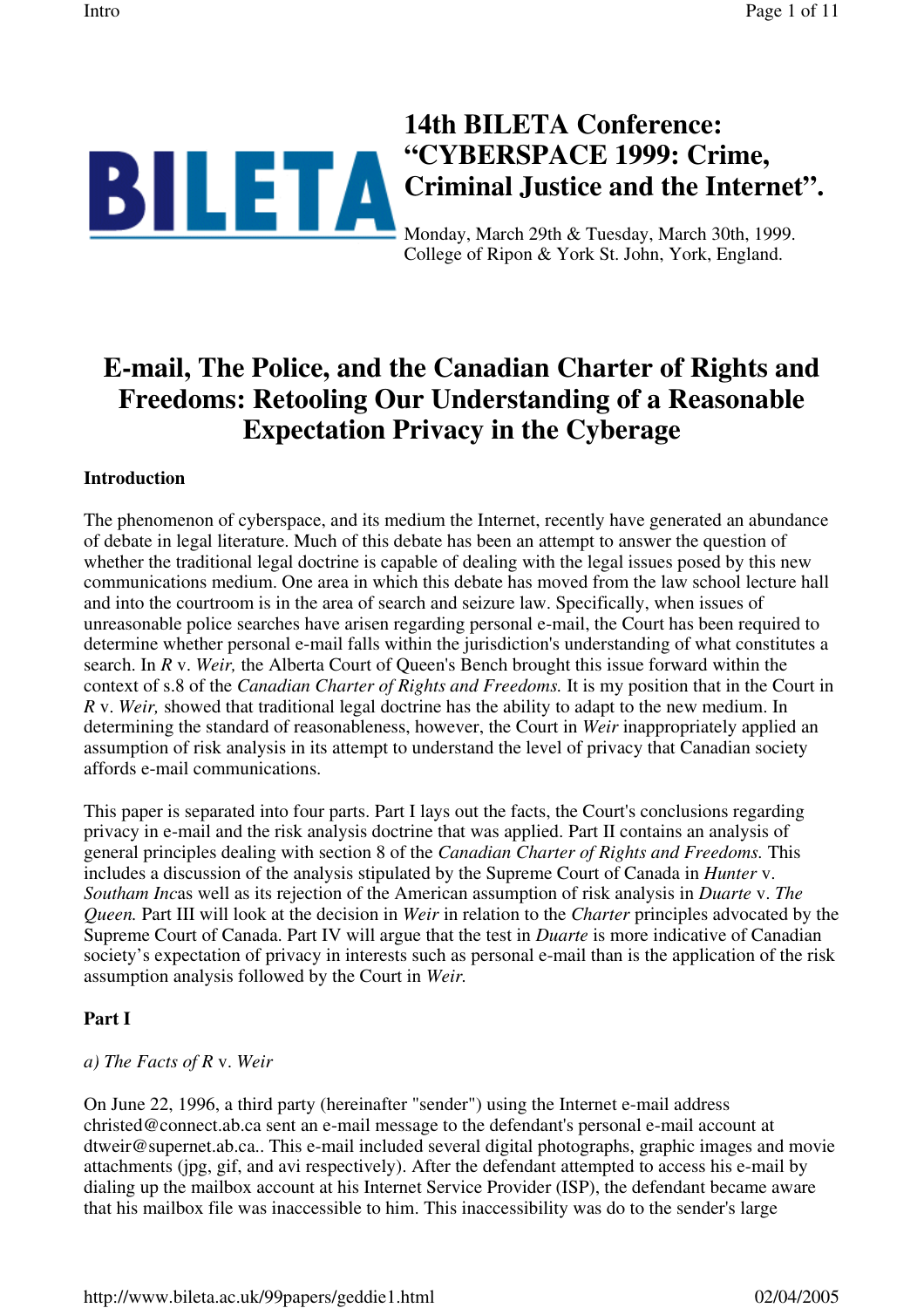# 14th BILETA Conference: "CYBERSPACE 1999: Crime, Criminal Justice and the Internet".

Monday, March 29th & Tuesday, March 30th, 1999.
College of Ripon & York St. John, York, England.

## E-mail, The Police, and the Canadian Charter of Rights and Freedoms: Retooling Our Understanding of a Reasonable Expectation Privacy in the Cyberage

### Introduction

The phenomenon of cyberspace, and its medium the Internet, recently have generated an abundance of debate in legal literature. Much of this debate has been an attempt to answer the question of whether the traditional legal doctrine is capable of dealing with the legal issues posed by this new communications medium. One area in which this debate has moved from the law school lecture hall and into the courtroom is in the area of search and seizure law. Specifically, when issues of unreasonable police searches have arisen regarding personal e-mail, the Court has been required to determine whether personal e-mail falls within the jurisdiction's understanding of what constitutes a search. In *R* v. *Weir,* the Alberta Court of Queen's Bench brought this issue forward within the context of s.8 of the *Canadian Charter of Rights and Freedoms.* It is my position that in the Court in *R* v. *Weir,* showed that traditional legal doctrine has the ability to adapt to the new medium. In determining the standard of reasonableness, however, the Court in *Weir* inappropriately applied an assumption of risk analysis in its attempt to understand the level of privacy that Canadian society affords e-mail communications.

This paper is separated into four parts. Part I lays out the facts, the Court's conclusions regarding privacy in e-mail and the risk analysis doctrine that was applied. Part II contains an analysis of general principles dealing with section 8 of the *Canadian Charter of Rights and Freedoms.* This includes a discussion of the analysis stipulated by the Supreme Court of Canada in *Hunter* v. *Southam Inc*as well as its rejection of the American assumption of risk analysis in *Duarte* v. *The Queen.* Part III will look at the decision in *Weir* in relation to the *Charter* principles advocated by the Supreme Court of Canada. Part IV will argue that the test in *Duarte* is more indicative of Canadian society's expectation of privacy in interests such as personal e-mail than is the application of the risk assumption analysis followed by the Court in *Weir.*

### Part I

*a) The Facts of R* v. *Weir*

On June 22, 1996, a third party (hereinafter "sender") using the Internet e-mail address christed@connect.ab.ca sent an e-mail message to the defendant's personal e-mail account at dtweir@supernet.ab.ca.. This e-mail included several digital photographs, graphic images and movie attachments (jpg, gif, and avi respectively). After the defendant attempted to access his e-mail by dialing up the mailbox account at his Internet Service Provider (ISP), the defendant became aware that his mailbox file was inaccessible to him. This inaccessibility was do to the sender's large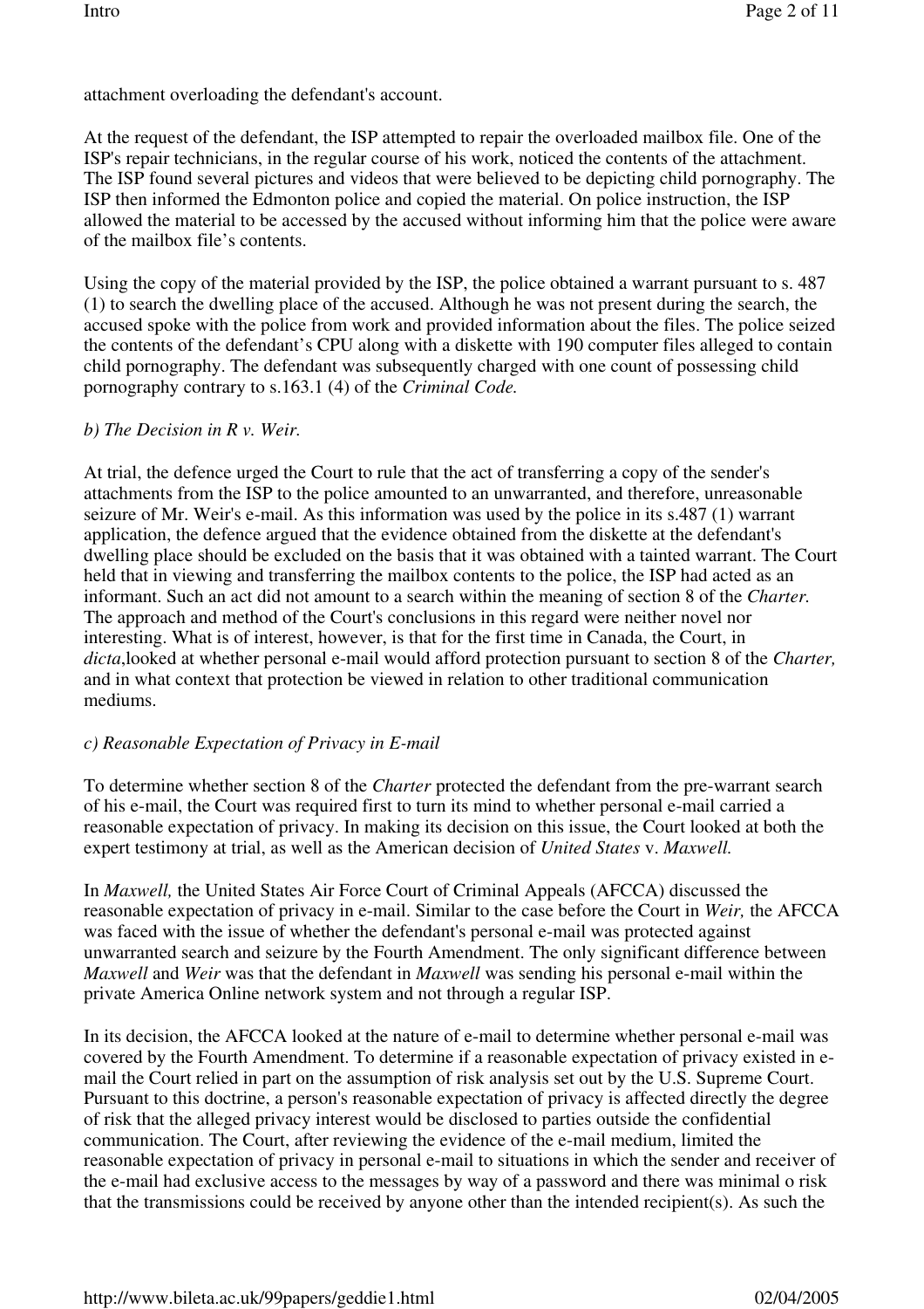attachment overloading the defendant's account.

At the request of the defendant, the ISP attempted to repair the overloaded mailbox file. One of the ISP's repair technicians, in the regular course of his work, noticed the contents of the attachment. The ISP found several pictures and videos that were believed to be depicting child pornography. The ISP then informed the Edmonton police and copied the material. On police instruction, the ISP allowed the material to be accessed by the accused without informing him that the police were aware of the mailbox file's contents.

Using the copy of the material provided by the ISP, the police obtained a warrant pursuant to s. 487 (1) to search the dwelling place of the accused. Although he was not present during the search, the accused spoke with the police from work and provided information about the files. The police seized the contents of the defendant's CPU along with a diskette with 190 computer files alleged to contain child pornography. The defendant was subsequently charged with one count of possessing child pornography contrary to s.163.1 (4) of the *Criminal Code.*

*b) The Decision in R v. Weir.*

At trial, the defence urged the Court to rule that the act of transferring a copy of the sender's attachments from the ISP to the police amounted to an unwarranted, and therefore, unreasonable seizure of Mr. Weir's e-mail. As this information was used by the police in its s.487 (1) warrant application, the defence argued that the evidence obtained from the diskette at the defendant's dwelling place should be excluded on the basis that it was obtained with a tainted warrant. The Court held that in viewing and transferring the mailbox contents to the police, the ISP had acted as an informant. Such an act did not amount to a search within the meaning of section 8 of the *Charter.* The approach and method of the Court's conclusions in this regard were neither novel nor interesting. What is of interest, however, is that for the first time in Canada, the Court, in *dicta*,looked at whether personal e-mail would afford protection pursuant to section 8 of the *Charter,* and in what context that protection be viewed in relation to other traditional communication mediums.

*c) Reasonable Expectation of Privacy in E-mail*

To determine whether section 8 of the *Charter* protected the defendant from the pre-warrant search of his e-mail, the Court was required first to turn its mind to whether personal e-mail carried a reasonable expectation of privacy. In making its decision on this issue, the Court looked at both the expert testimony at trial, as well as the American decision of *United States* v. *Maxwell.*

In *Maxwell,* the United States Air Force Court of Criminal Appeals (AFCCA) discussed the reasonable expectation of privacy in e-mail. Similar to the case before the Court in *Weir,* the AFCCA was faced with the issue of whether the defendant's personal e-mail was protected against unwarranted search and seizure by the Fourth Amendment. The only significant difference between *Maxwell* and *Weir* was that the defendant in *Maxwell* was sending his personal e-mail within the private America Online network system and not through a regular ISP.

In its decision, the AFCCA looked at the nature of e-mail to determine whether personal e-mail was covered by the Fourth Amendment. To determine if a reasonable expectation of privacy existed in e-mail the Court relied in part on the assumption of risk analysis set out by the U.S. Supreme Court. Pursuant to this doctrine, a person's reasonable expectation of privacy is affected directly the degree of risk that the alleged privacy interest would be disclosed to parties outside the confidential communication. The Court, after reviewing the evidence of the e-mail medium, limited the reasonable expectation of privacy in personal e-mail to situations in which the sender and receiver of the e-mail had exclusive access to the messages by way of a password and there was minimal o risk that the transmissions could be received by anyone other than the intended recipient(s). As such the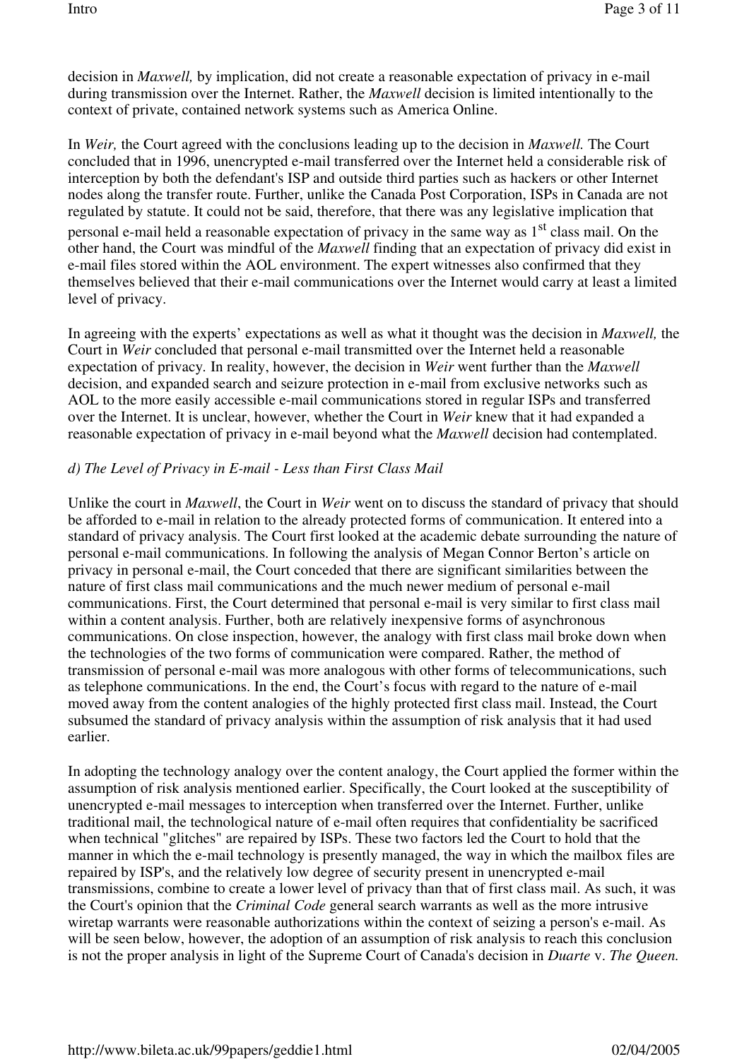decision in *Maxwell,* by implication, did not create a reasonable expectation of privacy in e-mail during transmission over the Internet. Rather, the *Maxwell* decision is limited intentionally to the context of private, contained network systems such as America Online.

In *Weir,* the Court agreed with the conclusions leading up to the decision in *Maxwell.* The Court concluded that in 1996, unencrypted e-mail transferred over the Internet held a considerable risk of interception by both the defendant's ISP and outside third parties such as hackers or other Internet nodes along the transfer route. Further, unlike the Canada Post Corporation, ISPs in Canada are not regulated by statute. It could not be said, therefore, that there was any legislative implication that personal e-mail held a reasonable expectation of privacy in the same way as 1st class mail. On the other hand, the Court was mindful of the *Maxwell* finding that an expectation of privacy did exist in e-mail files stored within the AOL environment. The expert witnesses also confirmed that they themselves believed that their e-mail communications over the Internet would carry at least a limited level of privacy.

In agreeing with the experts' expectations as well as what it thought was the decision in *Maxwell,* the Court in *Weir* concluded that personal e-mail transmitted over the Internet held a reasonable expectation of privacy. In reality, however, the decision in *Weir* went further than the *Maxwell* decision, and expanded search and seizure protection in e-mail from exclusive networks such as AOL to the more easily accessible e-mail communications stored in regular ISPs and transferred over the Internet. It is unclear, however, whether the Court in *Weir* knew that it had expanded a reasonable expectation of privacy in e-mail beyond what the *Maxwell* decision had contemplated.

*d) The Level of Privacy in E-mail - Less than First Class Mail*

Unlike the court in *Maxwell*, the Court in *Weir* went on to discuss the standard of privacy that should be afforded to e-mail in relation to the already protected forms of communication. It entered into a standard of privacy analysis. The Court first looked at the academic debate surrounding the nature of personal e-mail communications. In following the analysis of Megan Connor Berton's article on privacy in personal e-mail, the Court conceded that there are significant similarities between the nature of first class mail communications and the much newer medium of personal e-mail communications. First, the Court determined that personal e-mail is very similar to first class mail within a content analysis. Further, both are relatively inexpensive forms of asynchronous communications. On close inspection, however, the analogy with first class mail broke down when the technologies of the two forms of communication were compared. Rather, the method of transmission of personal e-mail was more analogous with other forms of telecommunications, such as telephone communications. In the end, the Court's focus with regard to the nature of e-mail moved away from the content analogies of the highly protected first class mail. Instead, the Court subsumed the standard of privacy analysis within the assumption of risk analysis that it had used earlier.

In adopting the technology analogy over the content analogy, the Court applied the former within the assumption of risk analysis mentioned earlier. Specifically, the Court looked at the susceptibility of unencrypted e-mail messages to interception when transferred over the Internet. Further, unlike traditional mail, the technological nature of e-mail often requires that confidentiality be sacrificed when technical "glitches" are repaired by ISPs. These two factors led the Court to hold that the manner in which the e-mail technology is presently managed, the way in which the mailbox files are repaired by ISP's, and the relatively low degree of security present in unencrypted e-mail transmissions, combine to create a lower level of privacy than that of first class mail. As such, it was the Court's opinion that the *Criminal Code* general search warrants as well as the more intrusive wiretap warrants were reasonable authorizations within the context of seizing a person's e-mail. As will be seen below, however, the adoption of an assumption of risk analysis to reach this conclusion is not the proper analysis in light of the Supreme Court of Canada's decision in *Duarte* v. *The Queen.*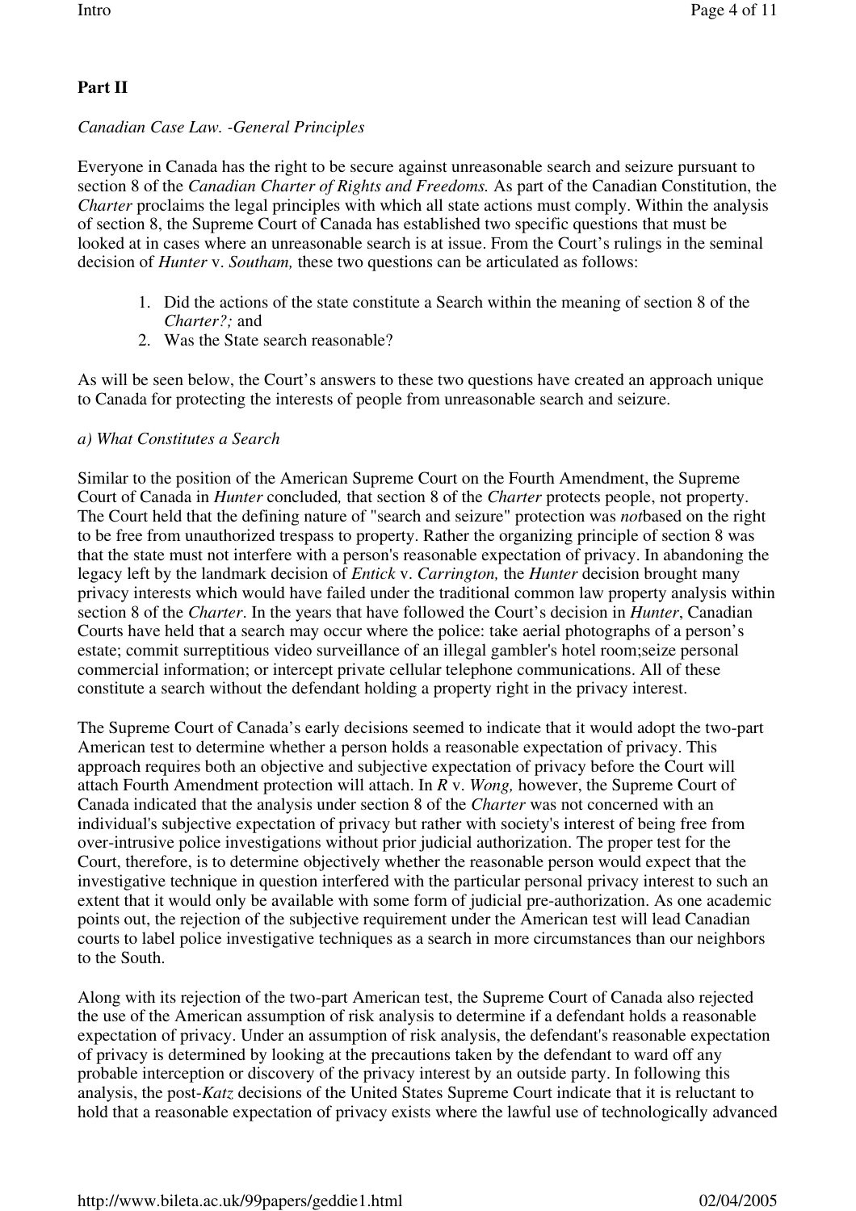## Part II

*Canadian Case Law. -General Principles*

Everyone in Canada has the right to be secure against unreasonable search and seizure pursuant to section 8 of the *Canadian Charter of Rights and Freedoms.* As part of the Canadian Constitution, the *Charter* proclaims the legal principles with which all state actions must comply. Within the analysis of section 8, the Supreme Court of Canada has established two specific questions that must be looked at in cases where an unreasonable search is at issue. From the Court's rulings in the seminal decision of *Hunter* v. *Southam,* these two questions can be articulated as follows:

1. Did the actions of the state constitute a Search within the meaning of section 8 of the *Charter?;* and
2. Was the State search reasonable?

As will be seen below, the Court's answers to these two questions have created an approach unique to Canada for protecting the interests of people from unreasonable search and seizure.

*a) What Constitutes a Search*

Similar to the position of the American Supreme Court on the Fourth Amendment, the Supreme Court of Canada in *Hunter* concluded*,* that section 8 of the *Charter* protects people, not property. The Court held that the defining nature of "search and seizure" protection was *not*based on the right to be free from unauthorized trespass to property. Rather the organizing principle of section 8 was that the state must not interfere with a person's reasonable expectation of privacy. In abandoning the legacy left by the landmark decision of *Entick* v. *Carrington,* the *Hunter* decision brought many privacy interests which would have failed under the traditional common law property analysis within section 8 of the *Charter*. In the years that have followed the Court's decision in *Hunter*, Canadian Courts have held that a search may occur where the police: take aerial photographs of a person's estate; commit surreptitious video surveillance of an illegal gambler's hotel room;seize personal commercial information; or intercept private cellular telephone communications. All of these constitute a search without the defendant holding a property right in the privacy interest.

The Supreme Court of Canada's early decisions seemed to indicate that it would adopt the two-part American test to determine whether a person holds a reasonable expectation of privacy. This approach requires both an objective and subjective expectation of privacy before the Court will attach Fourth Amendment protection will attach. In *R* v. *Wong,* however, the Supreme Court of Canada indicated that the analysis under section 8 of the *Charter* was not concerned with an individual's subjective expectation of privacy but rather with society's interest of being free from over-intrusive police investigations without prior judicial authorization. The proper test for the Court, therefore, is to determine objectively whether the reasonable person would expect that the investigative technique in question interfered with the particular personal privacy interest to such an extent that it would only be available with some form of judicial pre-authorization. As one academic points out, the rejection of the subjective requirement under the American test will lead Canadian courts to label police investigative techniques as a search in more circumstances than our neighbors to the South.

Along with its rejection of the two-part American test, the Supreme Court of Canada also rejected the use of the American assumption of risk analysis to determine if a defendant holds a reasonable expectation of privacy. Under an assumption of risk analysis, the defendant's reasonable expectation of privacy is determined by looking at the precautions taken by the defendant to ward off any probable interception or discovery of the privacy interest by an outside party. In following this analysis, the post-*Katz* decisions of the United States Supreme Court indicate that it is reluctant to hold that a reasonable expectation of privacy exists where the lawful use of technologically advanced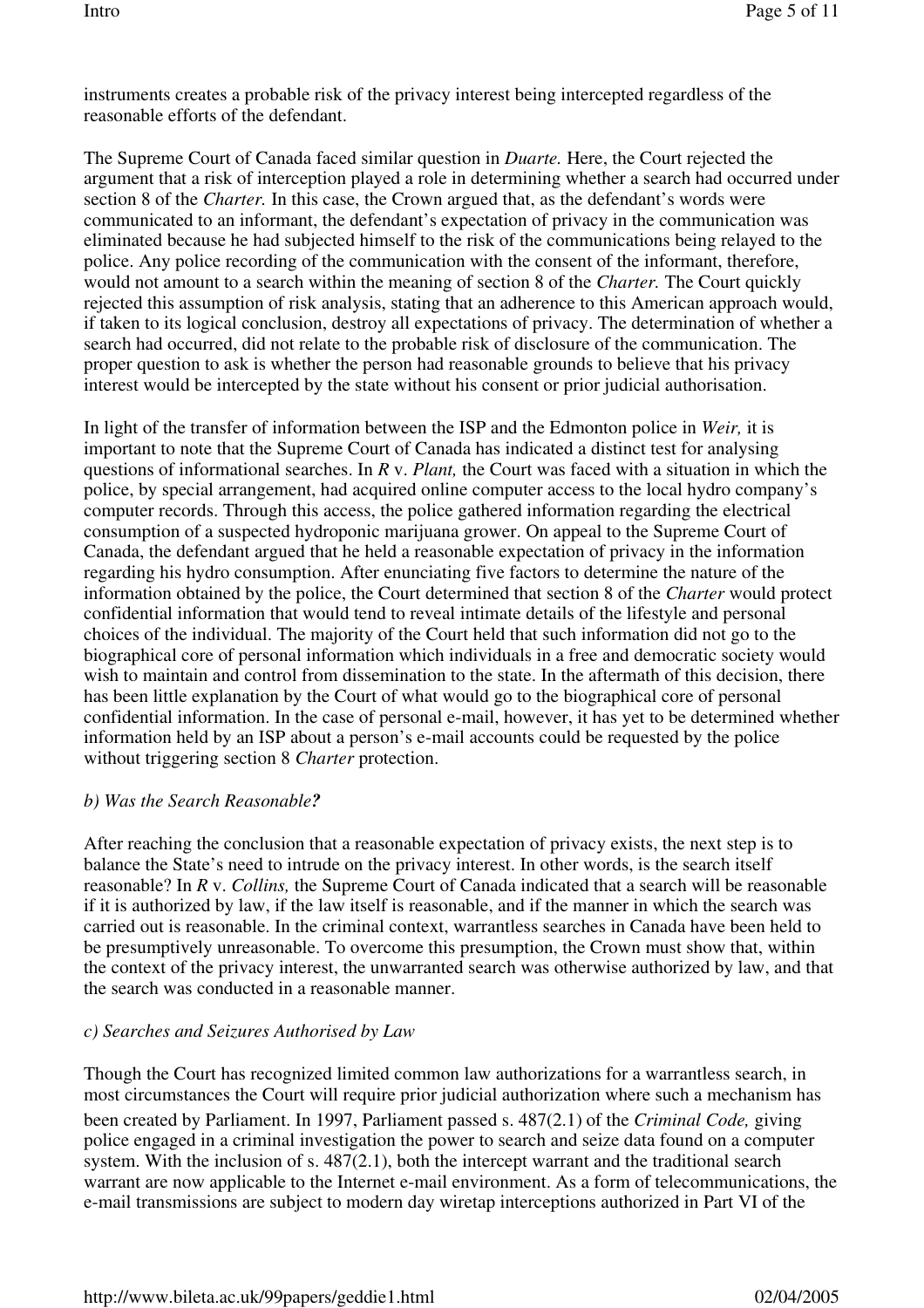instruments creates a probable risk of the privacy interest being intercepted regardless of the reasonable efforts of the defendant.

The Supreme Court of Canada faced similar question in *Duarte.* Here, the Court rejected the argument that a risk of interception played a role in determining whether a search had occurred under section 8 of the *Charter.* In this case, the Crown argued that, as the defendant's words were communicated to an informant, the defendant's expectation of privacy in the communication was eliminated because he had subjected himself to the risk of the communications being relayed to the police. Any police recording of the communication with the consent of the informant, therefore, would not amount to a search within the meaning of section 8 of the *Charter.* The Court quickly rejected this assumption of risk analysis, stating that an adherence to this American approach would, if taken to its logical conclusion, destroy all expectations of privacy. The determination of whether a search had occurred, did not relate to the probable risk of disclosure of the communication. The proper question to ask is whether the person had reasonable grounds to believe that his privacy interest would be intercepted by the state without his consent or prior judicial authorisation.

In light of the transfer of information between the ISP and the Edmonton police in *Weir,* it is important to note that the Supreme Court of Canada has indicated a distinct test for analysing questions of informational searches. In *R* v. *Plant,* the Court was faced with a situation in which the police, by special arrangement, had acquired online computer access to the local hydro company's computer records. Through this access, the police gathered information regarding the electrical consumption of a suspected hydroponic marijuana grower. On appeal to the Supreme Court of Canada, the defendant argued that he held a reasonable expectation of privacy in the information regarding his hydro consumption. After enunciating five factors to determine the nature of the information obtained by the police, the Court determined that section 8 of the *Charter* would protect confidential information that would tend to reveal intimate details of the lifestyle and personal choices of the individual. The majority of the Court held that such information did not go to the biographical core of personal information which individuals in a free and democratic society would wish to maintain and control from dissemination to the state. In the aftermath of this decision, there has been little explanation by the Court of what would go to the biographical core of personal confidential information. In the case of personal e-mail, however, it has yet to be determined whether information held by an ISP about a person's e-mail accounts could be requested by the police without triggering section 8 *Charter* protection.

### *b) Was the Search Reasonable?*

After reaching the conclusion that a reasonable expectation of privacy exists, the next step is to balance the State's need to intrude on the privacy interest. In other words, is the search itself reasonable? In *R* v. *Collins,* the Supreme Court of Canada indicated that a search will be reasonable if it is authorized by law, if the law itself is reasonable, and if the manner in which the search was carried out is reasonable. In the criminal context, warrantless searches in Canada have been held to be presumptively unreasonable. To overcome this presumption, the Crown must show that, within the context of the privacy interest, the unwarranted search was otherwise authorized by law, and that the search was conducted in a reasonable manner.

### *c) Searches and Seizures Authorised by Law*

Though the Court has recognized limited common law authorizations for a warrantless search, in most circumstances the Court will require prior judicial authorization where such a mechanism has been created by Parliament. In 1997, Parliament passed s. 487(2.1) of the *Criminal Code,* giving police engaged in a criminal investigation the power to search and seize data found on a computer system. With the inclusion of s. 487(2.1), both the intercept warrant and the traditional search warrant are now applicable to the Internet e-mail environment. As a form of telecommunications, the e-mail transmissions are subject to modern day wiretap interceptions authorized in Part VI of the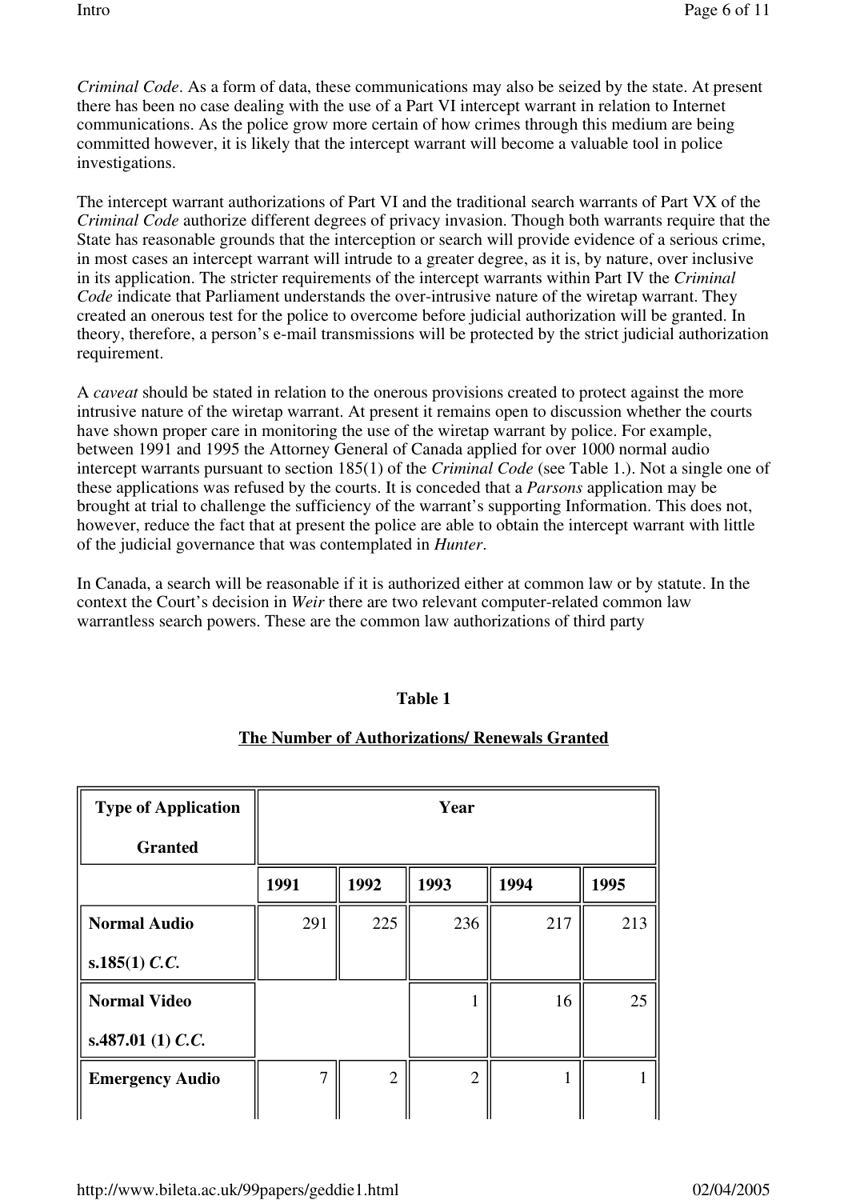*Criminal Code*. As a form of data, these communications may also be seized by the state. At present there has been no case dealing with the use of a Part VI intercept warrant in relation to Internet communications. As the police grow more certain of how crimes through this medium are being committed however, it is likely that the intercept warrant will become a valuable tool in police investigations.

The intercept warrant authorizations of Part VI and the traditional search warrants of Part VX of the *Criminal Code* authorize different degrees of privacy invasion. Though both warrants require that the State has reasonable grounds that the interception or search will provide evidence of a serious crime, in most cases an intercept warrant will intrude to a greater degree, as it is, by nature, over inclusive in its application. The stricter requirements of the intercept warrants within Part IV the *Criminal Code* indicate that Parliament understands the over-intrusive nature of the wiretap warrant. They created an onerous test for the police to overcome before judicial authorization will be granted. In theory, therefore, a person's e-mail transmissions will be protected by the strict judicial authorization requirement.

A *caveat* should be stated in relation to the onerous provisions created to protect against the more intrusive nature of the wiretap warrant. At present it remains open to discussion whether the courts have shown proper care in monitoring the use of the wiretap warrant by police. For example, between 1991 and 1995 the Attorney General of Canada applied for over 1000 normal audio intercept warrants pursuant to section 185(1) of the *Criminal Code* (see Table 1.). Not a single one of these applications was refused by the courts. It is conceded that a *Parsons* application may be brought at trial to challenge the sufficiency of the warrant's supporting Information. This does not, however, reduce the fact that at present the police are able to obtain the intercept warrant with little of the judicial governance that was contemplated in *Hunter*.

In Canada, a search will be reasonable if it is authorized either at common law or by statute. In the context the Court's decision in *Weir* there are two relevant computer-related common law warrantless search powers. These are the common law authorizations of third party

**Table 1**

**The Number of Authorizations/ Renewals Granted**

| **Type of Application Granted** | **Year** | | | | |
|---|---|---|---|---|---|
| | **1991** | **1992** | **1993** | **1994** | **1995** |
| **Normal Audio s.185(1) *C.C.*** | 291 | 225 | 236 | 217 | 213 |
| **Normal Video s.487.01 (1) *C.C.*** | | | 1 | 16 | 25 |
| **Emergency Audio** | 7 | 2 | 2 | 1 | 1 |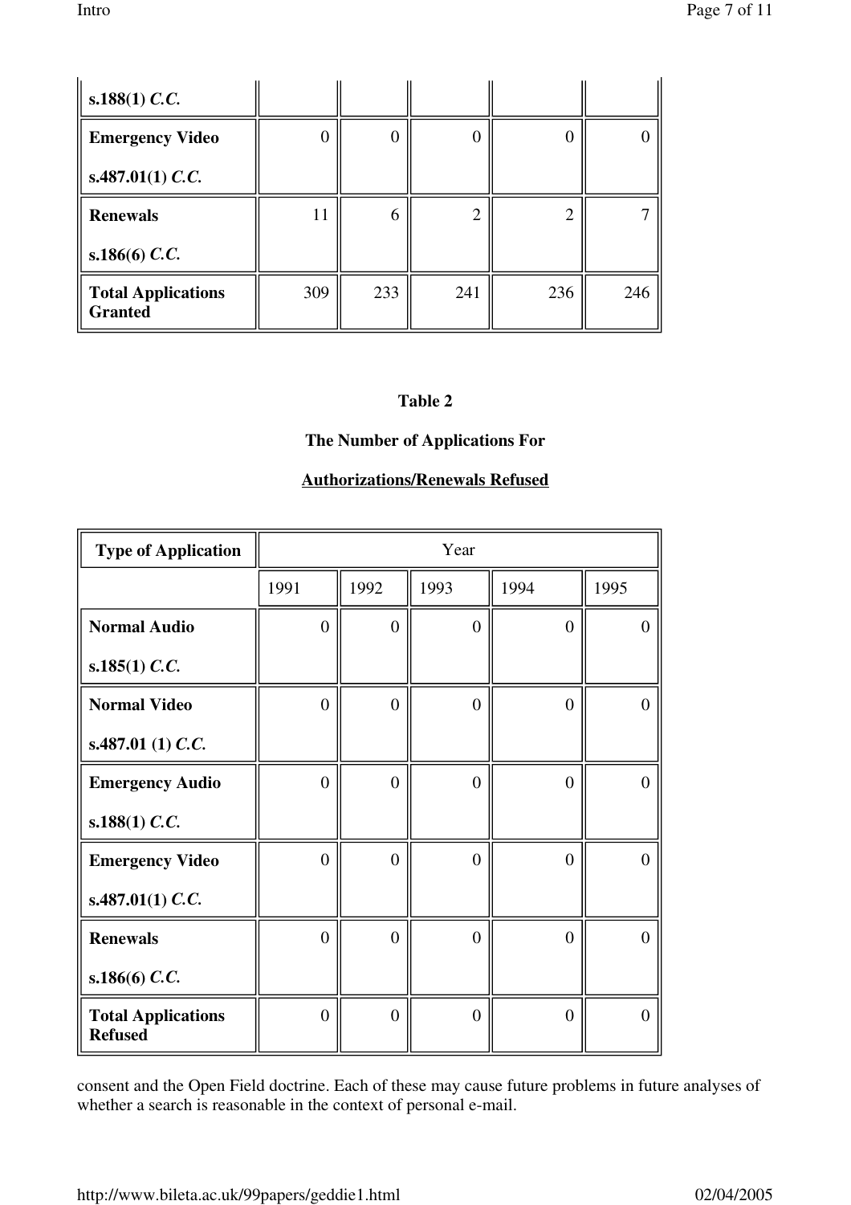| | | | | | |
|---|---|---|---|---|---|
| **s.188(1)** ***C.C.*** | | | | | |
| **Emergency Video**<br><br>**s.487.01(1)** ***C.C.*** | 0 | 0 | 0 | 0 | 0 |
| **Renewals**<br><br>**s.186(6)** ***C.C.*** | 11 | 6 | 2 | 2 | 7 |
| **Total Applications Granted** | 309 | 233 | 241 | 236 | 246 |

**Table 2**

**The Number of Applications For**

**Authorizations/Renewals Refused**

| **Type of Application** | Year | | | | |
|---|---|---|---|---|---|
| | 1991 | 1992 | 1993 | 1994 | 1995 |
| **Normal Audio**<br><br>**s.185(1)** ***C.C.*** | 0 | 0 | 0 | 0 | 0 |
| **Normal Video**<br><br>**s.487.01 (1)** ***C.C.*** | 0 | 0 | 0 | 0 | 0 |
| **Emergency Audio**<br><br>**s.188(1)** ***C.C.*** | 0 | 0 | 0 | 0 | 0 |
| **Emergency Video**<br><br>**s.487.01(1)** ***C.C.*** | 0 | 0 | 0 | 0 | 0 |
| **Renewals**<br><br>**s.186(6)** ***C.C.*** | 0 | 0 | 0 | 0 | 0 |
| **Total Applications Refused** | 0 | 0 | 0 | 0 | 0 |

consent and the Open Field doctrine. Each of these may cause future problems in future analyses of whether a search is reasonable in the context of personal e-mail.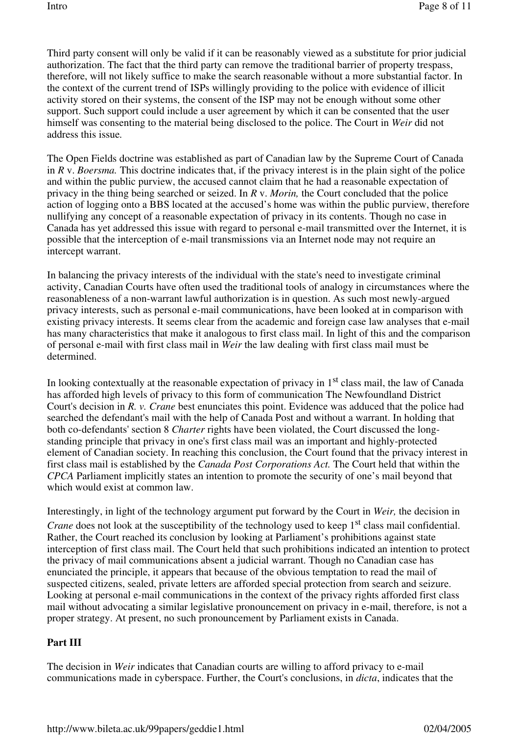Third party consent will only be valid if it can be reasonably viewed as a substitute for prior judicial authorization. The fact that the third party can remove the traditional barrier of property trespass, therefore, will not likely suffice to make the search reasonable without a more substantial factor. In the context of the current trend of ISPs willingly providing to the police with evidence of illicit activity stored on their systems, the consent of the ISP may not be enough without some other support. Such support could include a user agreement by which it can be consented that the user himself was consenting to the material being disclosed to the police. The Court in *Weir* did not address this issue.

The Open Fields doctrine was established as part of Canadian law by the Supreme Court of Canada in *R* v. *Boersma.* This doctrine indicates that, if the privacy interest is in the plain sight of the police and within the public purview, the accused cannot claim that he had a reasonable expectation of privacy in the thing being searched or seized. In *R* v. *Morin,* the Court concluded that the police action of logging onto a BBS located at the accused's home was within the public purview, therefore nullifying any concept of a reasonable expectation of privacy in its contents. Though no case in Canada has yet addressed this issue with regard to personal e-mail transmitted over the Internet, it is possible that the interception of e-mail transmissions via an Internet node may not require an intercept warrant.

In balancing the privacy interests of the individual with the state's need to investigate criminal activity, Canadian Courts have often used the traditional tools of analogy in circumstances where the reasonableness of a non-warrant lawful authorization is in question. As such most newly-argued privacy interests, such as personal e-mail communications, have been looked at in comparison with existing privacy interests. It seems clear from the academic and foreign case law analyses that e-mail has many characteristics that make it analogous to first class mail. In light of this and the comparison of personal e-mail with first class mail in *Weir* the law dealing with first class mail must be determined.

In looking contextually at the reasonable expectation of privacy in 1st class mail, the law of Canada has afforded high levels of privacy to this form of communication The Newfoundland District Court's decision in *R. v. Crane* best enunciates this point. Evidence was adduced that the police had searched the defendant's mail with the help of Canada Post and without a warrant. In holding that both co-defendants' section 8 *Charter* rights have been violated, the Court discussed the long-standing principle that privacy in one's first class mail was an important and highly-protected element of Canadian society. In reaching this conclusion, the Court found that the privacy interest in first class mail is established by the *Canada Post Corporations Act.* The Court held that within the *CPCA* Parliament implicitly states an intention to promote the security of one's mail beyond that which would exist at common law.

Interestingly, in light of the technology argument put forward by the Court in *Weir,* the decision in *Crane* does not look at the susceptibility of the technology used to keep 1st class mail confidential. Rather, the Court reached its conclusion by looking at Parliament's prohibitions against state interception of first class mail. The Court held that such prohibitions indicated an intention to protect the privacy of mail communications absent a judicial warrant. Though no Canadian case has enunciated the principle, it appears that because of the obvious temptation to read the mail of suspected citizens, sealed, private letters are afforded special protection from search and seizure. Looking at personal e-mail communications in the context of the privacy rights afforded first class mail without advocating a similar legislative pronouncement on privacy in e-mail, therefore, is not a proper strategy. At present, no such pronouncement by Parliament exists in Canada.

## Part III

The decision in *Weir* indicates that Canadian courts are willing to afford privacy to e-mail communications made in cyberspace. Further, the Court's conclusions, in *dicta*, indicates that the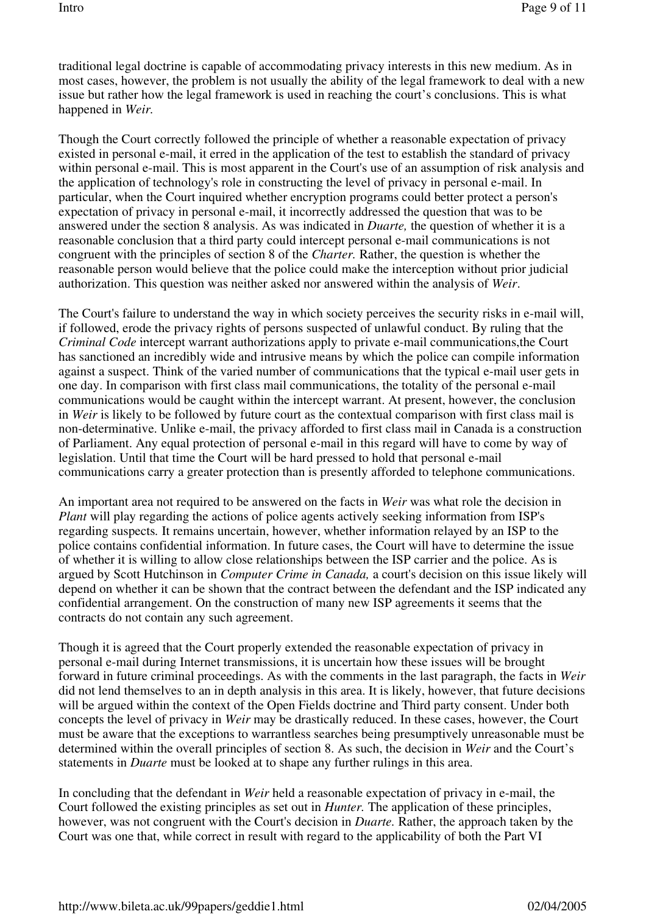traditional legal doctrine is capable of accommodating privacy interests in this new medium. As in most cases, however, the problem is not usually the ability of the legal framework to deal with a new issue but rather how the legal framework is used in reaching the court's conclusions. This is what happened in *Weir.*

Though the Court correctly followed the principle of whether a reasonable expectation of privacy existed in personal e-mail, it erred in the application of the test to establish the standard of privacy within personal e-mail. This is most apparent in the Court's use of an assumption of risk analysis and the application of technology's role in constructing the level of privacy in personal e-mail. In particular, when the Court inquired whether encryption programs could better protect a person's expectation of privacy in personal e-mail, it incorrectly addressed the question that was to be answered under the section 8 analysis. As was indicated in *Duarte,* the question of whether it is a reasonable conclusion that a third party could intercept personal e-mail communications is not congruent with the principles of section 8 of the *Charter.* Rather, the question is whether the reasonable person would believe that the police could make the interception without prior judicial authorization. This question was neither asked nor answered within the analysis of *Weir*.

The Court's failure to understand the way in which society perceives the security risks in e-mail will, if followed, erode the privacy rights of persons suspected of unlawful conduct. By ruling that the *Criminal Code* intercept warrant authorizations apply to private e-mail communications,the Court has sanctioned an incredibly wide and intrusive means by which the police can compile information against a suspect. Think of the varied number of communications that the typical e-mail user gets in one day. In comparison with first class mail communications, the totality of the personal e-mail communications would be caught within the intercept warrant. At present, however, the conclusion in *Weir* is likely to be followed by future court as the contextual comparison with first class mail is non-determinative. Unlike e-mail, the privacy afforded to first class mail in Canada is a construction of Parliament. Any equal protection of personal e-mail in this regard will have to come by way of legislation. Until that time the Court will be hard pressed to hold that personal e-mail communications carry a greater protection than is presently afforded to telephone communications.

An important area not required to be answered on the facts in *Weir* was what role the decision in *Plant* will play regarding the actions of police agents actively seeking information from ISP's regarding suspects. It remains uncertain, however, whether information relayed by an ISP to the police contains confidential information. In future cases, the Court will have to determine the issue of whether it is willing to allow close relationships between the ISP carrier and the police. As is argued by Scott Hutchinson in *Computer Crime in Canada,* a court's decision on this issue likely will depend on whether it can be shown that the contract between the defendant and the ISP indicated any confidential arrangement. On the construction of many new ISP agreements it seems that the contracts do not contain any such agreement.

Though it is agreed that the Court properly extended the reasonable expectation of privacy in personal e-mail during Internet transmissions, it is uncertain how these issues will be brought forward in future criminal proceedings. As with the comments in the last paragraph, the facts in *Weir* did not lend themselves to an in depth analysis in this area. It is likely, however, that future decisions will be argued within the context of the Open Fields doctrine and Third party consent. Under both concepts the level of privacy in *Weir* may be drastically reduced. In these cases, however, the Court must be aware that the exceptions to warrantless searches being presumptively unreasonable must be determined within the overall principles of section 8. As such, the decision in *Weir* and the Court's statements in *Duarte* must be looked at to shape any further rulings in this area.

In concluding that the defendant in *Weir* held a reasonable expectation of privacy in e-mail, the Court followed the existing principles as set out in *Hunter.* The application of these principles, however, was not congruent with the Court's decision in *Duarte.* Rather, the approach taken by the Court was one that, while correct in result with regard to the applicability of both the Part VI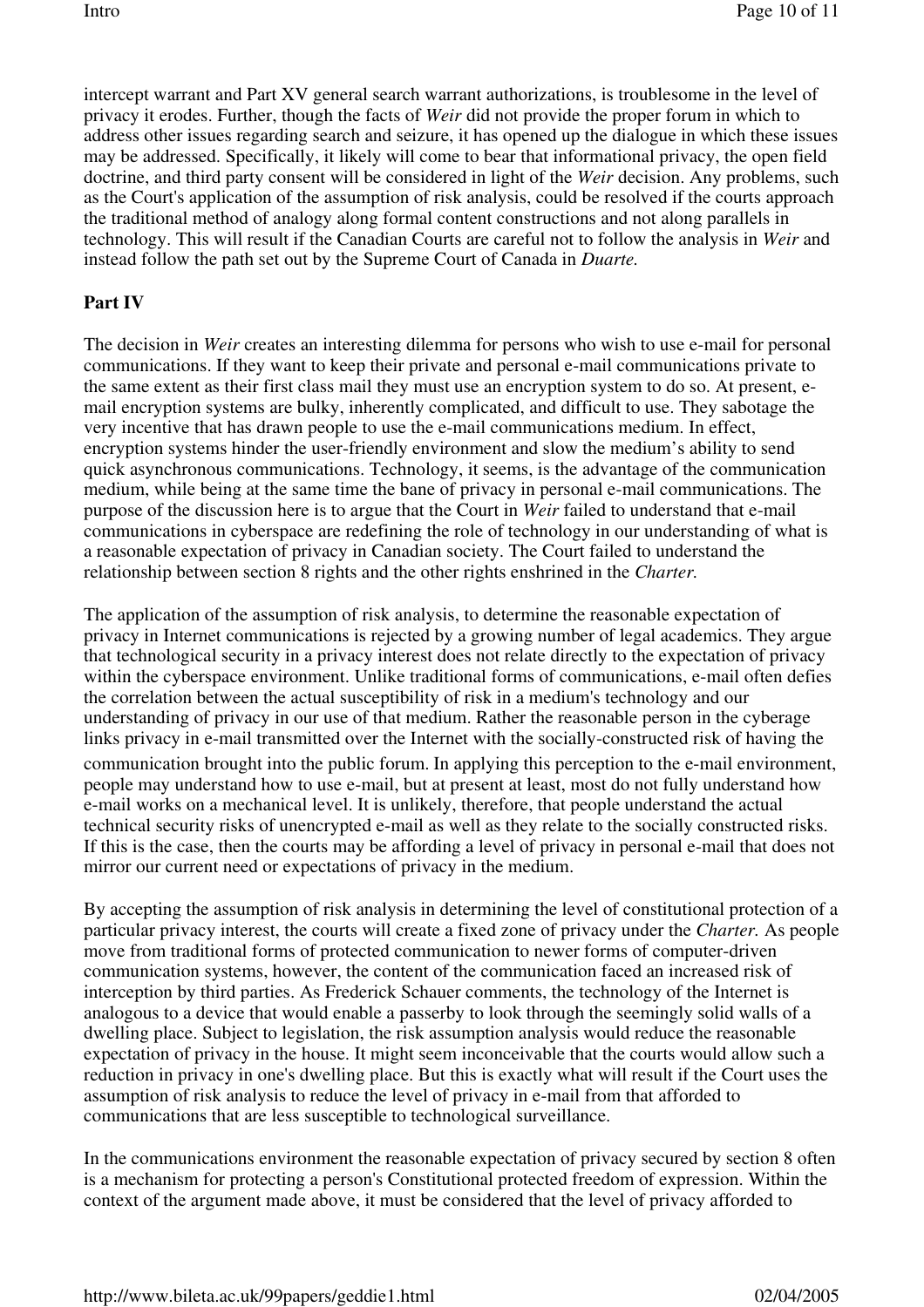intercept warrant and Part XV general search warrant authorizations, is troublesome in the level of privacy it erodes. Further, though the facts of *Weir* did not provide the proper forum in which to address other issues regarding search and seizure, it has opened up the dialogue in which these issues may be addressed. Specifically, it likely will come to bear that informational privacy, the open field doctrine, and third party consent will be considered in light of the *Weir* decision. Any problems, such as the Court's application of the assumption of risk analysis, could be resolved if the courts approach the traditional method of analogy along formal content constructions and not along parallels in technology. This will result if the Canadian Courts are careful not to follow the analysis in *Weir* and instead follow the path set out by the Supreme Court of Canada in *Duarte.*

**Part IV**

The decision in *Weir* creates an interesting dilemma for persons who wish to use e-mail for personal communications. If they want to keep their private and personal e-mail communications private to the same extent as their first class mail they must use an encryption system to do so. At present, e-mail encryption systems are bulky, inherently complicated, and difficult to use. They sabotage the very incentive that has drawn people to use the e-mail communications medium. In effect, encryption systems hinder the user-friendly environment and slow the medium's ability to send quick asynchronous communications. Technology, it seems, is the advantage of the communication medium, while being at the same time the bane of privacy in personal e-mail communications. The purpose of the discussion here is to argue that the Court in *Weir* failed to understand that e-mail communications in cyberspace are redefining the role of technology in our understanding of what is a reasonable expectation of privacy in Canadian society. The Court failed to understand the relationship between section 8 rights and the other rights enshrined in the *Charter.*

The application of the assumption of risk analysis, to determine the reasonable expectation of privacy in Internet communications is rejected by a growing number of legal academics. They argue that technological security in a privacy interest does not relate directly to the expectation of privacy within the cyberspace environment. Unlike traditional forms of communications, e-mail often defies the correlation between the actual susceptibility of risk in a medium's technology and our understanding of privacy in our use of that medium. Rather the reasonable person in the cyberage links privacy in e-mail transmitted over the Internet with the socially-constructed risk of having the communication brought into the public forum. In applying this perception to the e-mail environment, people may understand how to use e-mail, but at present at least, most do not fully understand how e-mail works on a mechanical level. It is unlikely, therefore, that people understand the actual technical security risks of unencrypted e-mail as well as they relate to the socially constructed risks. If this is the case, then the courts may be affording a level of privacy in personal e-mail that does not mirror our current need or expectations of privacy in the medium.

By accepting the assumption of risk analysis in determining the level of constitutional protection of a particular privacy interest, the courts will create a fixed zone of privacy under the *Charter.* As people move from traditional forms of protected communication to newer forms of computer-driven communication systems, however, the content of the communication faced an increased risk of interception by third parties. As Frederick Schauer comments, the technology of the Internet is analogous to a device that would enable a passerby to look through the seemingly solid walls of a dwelling place. Subject to legislation, the risk assumption analysis would reduce the reasonable expectation of privacy in the house. It might seem inconceivable that the courts would allow such a reduction in privacy in one's dwelling place. But this is exactly what will result if the Court uses the assumption of risk analysis to reduce the level of privacy in e-mail from that afforded to communications that are less susceptible to technological surveillance.

In the communications environment the reasonable expectation of privacy secured by section 8 often is a mechanism for protecting a person's Constitutional protected freedom of expression. Within the context of the argument made above, it must be considered that the level of privacy afforded to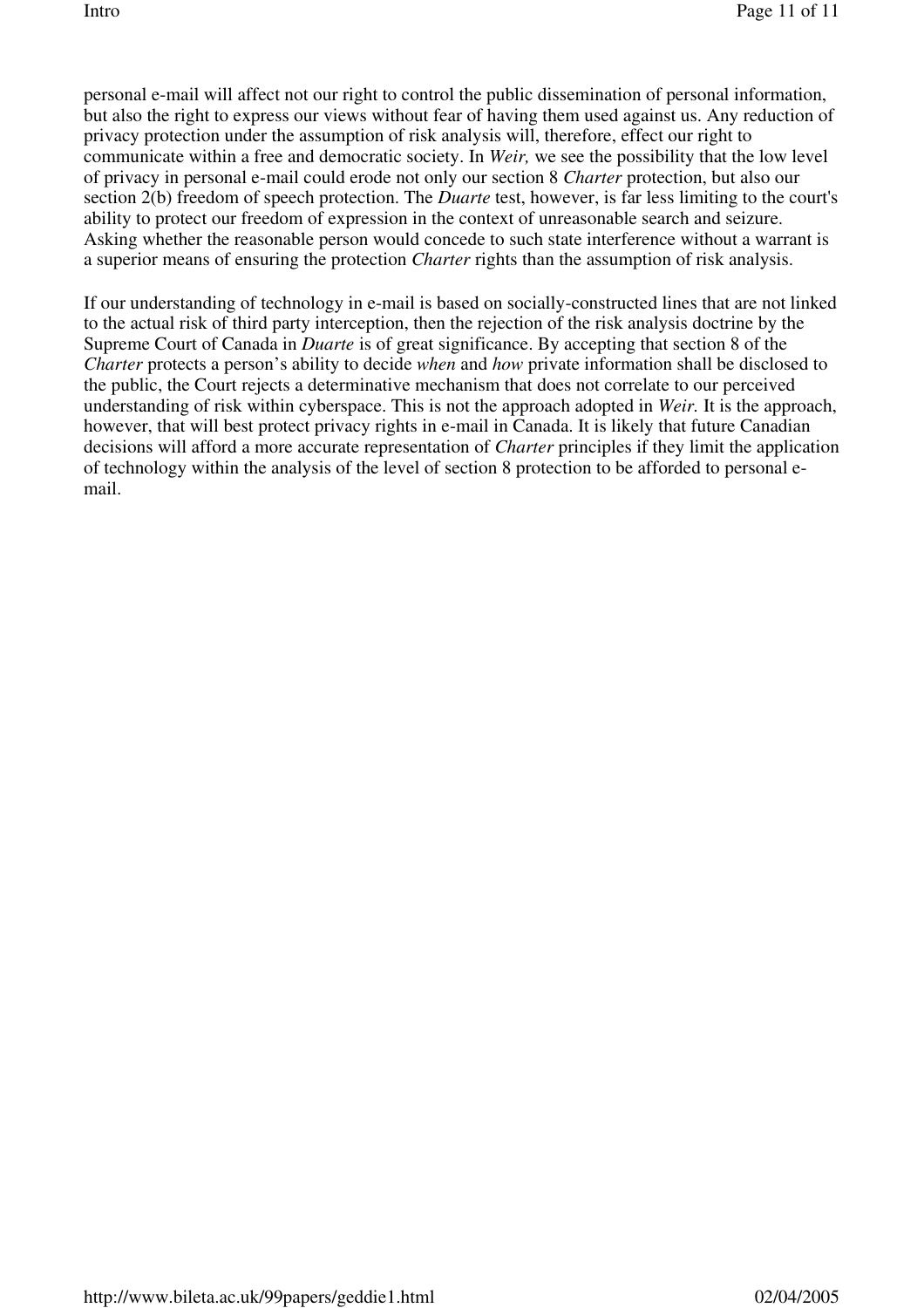personal e-mail will affect not our right to control the public dissemination of personal information, but also the right to express our views without fear of having them used against us. Any reduction of privacy protection under the assumption of risk analysis will, therefore, effect our right to communicate within a free and democratic society. In *Weir,* we see the possibility that the low level of privacy in personal e-mail could erode not only our section 8 *Charter* protection, but also our section 2(b) freedom of speech protection. The *Duarte* test, however, is far less limiting to the court's ability to protect our freedom of expression in the context of unreasonable search and seizure. Asking whether the reasonable person would concede to such state interference without a warrant is a superior means of ensuring the protection *Charter* rights than the assumption of risk analysis.

If our understanding of technology in e-mail is based on socially-constructed lines that are not linked to the actual risk of third party interception, then the rejection of the risk analysis doctrine by the Supreme Court of Canada in *Duarte* is of great significance. By accepting that section 8 of the *Charter* protects a person's ability to decide *when* and *how* private information shall be disclosed to the public, the Court rejects a determinative mechanism that does not correlate to our perceived understanding of risk within cyberspace. This is not the approach adopted in *Weir.* It is the approach, however, that will best protect privacy rights in e-mail in Canada. It is likely that future Canadian decisions will afford a more accurate representation of *Charter* principles if they limit the application of technology within the analysis of the level of section 8 protection to be afforded to personal e-mail.